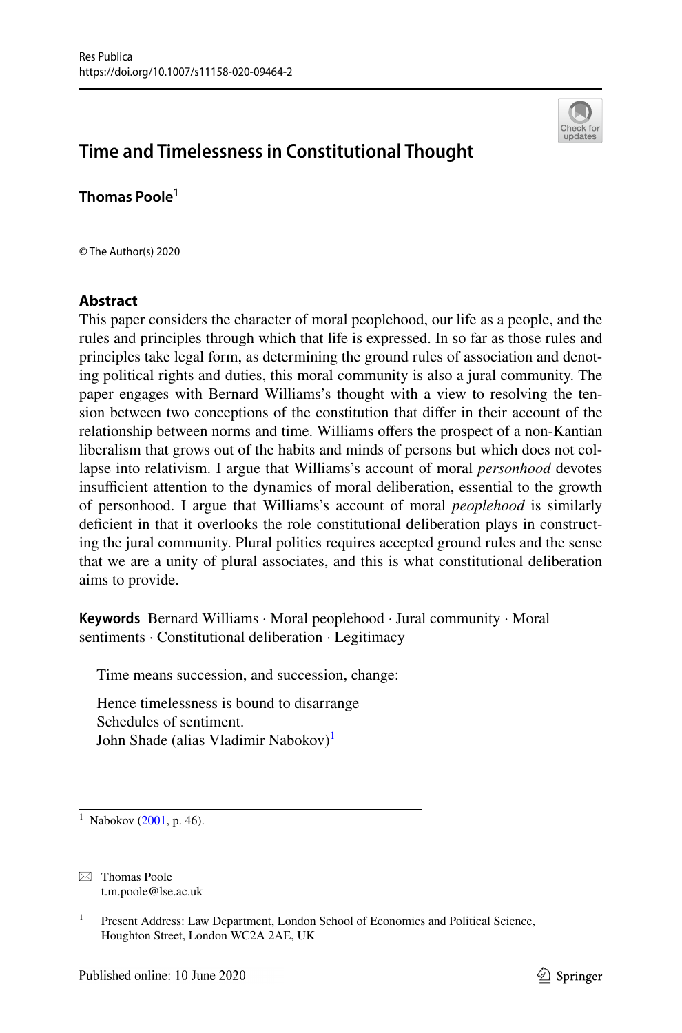# Time and Timelessness in Constitutional Thought

**Thomas Poole**[1]

© The Author(s) 2020

## Abstract

This paper considers the character of moral peoplehood, our life as a people, and the rules and principles through which that life is expressed. In so far as those rules and principles take legal form, as determining the ground rules of association and denoting political rights and duties, this moral community is also a jural community. The paper engages with Bernard Williams's thought with a view to resolving the tension between two conceptions of the constitution that differ in their account of the relationship between norms and time. Williams offers the prospect of a non-Kantian liberalism that grows out of the habits and minds of persons but which does not collapse into relativism. I argue that Williams's account of moral *personhood* devotes insufficient attention to the dynamics of moral deliberation, essential to the growth of personhood. I argue that Williams's account of moral *peoplehood* is similarly deficient in that it overlooks the role constitutional deliberation plays in constructing the jural community. Plural politics requires accepted ground rules and the sense that we are a unity of plural associates, and this is what constitutional deliberation aims to provide.

**Keywords** Bernard Williams · Moral peoplehood · Jural community · Moral sentiments · Constitutional deliberation · Legitimacy

> Time means succession, and succession, change:
>
> Hence timelessness is bound to disarrange
> Schedules of sentiment.
> John Shade (alias Vladimir Nabokov)[1]

[1] Nabokov (2001, p. 46).

✉ Thomas Poole
t.m.poole@lse.ac.uk

[1] Present Address: Law Department, London School of Economics and Political Science, Houghton Street, London WC2A 2AE, UK

Published online: 10 June 2020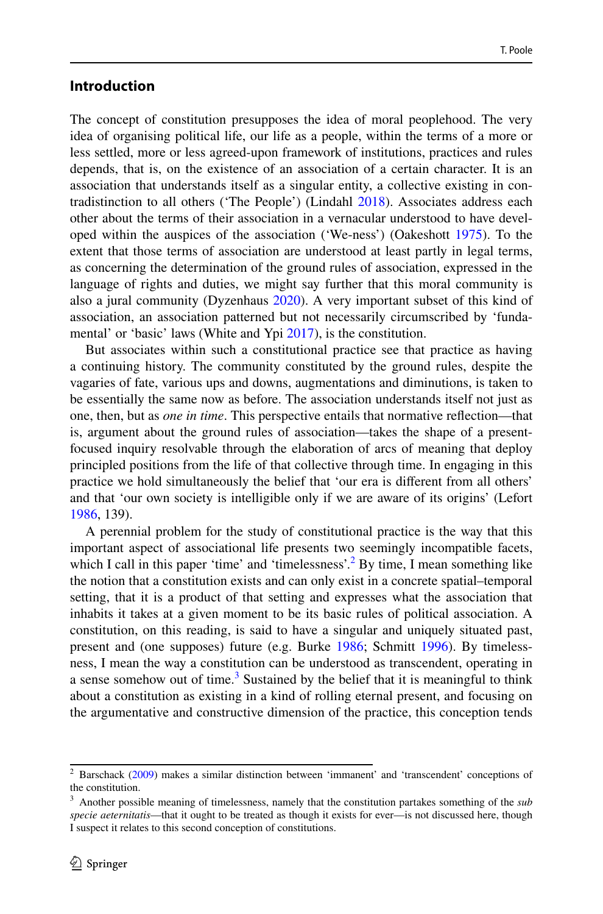## Introduction

The concept of constitution presupposes the idea of moral peoplehood. The very idea of organising political life, our life as a people, within the terms of a more or less settled, more or less agreed-upon framework of institutions, practices and rules depends, that is, on the existence of an association of a certain character. It is an association that understands itself as a singular entity, a collective existing in contradistinction to all others ('The People') (Lindahl 2018). Associates address each other about the terms of their association in a vernacular understood to have developed within the auspices of the association ('We-ness') (Oakeshott 1975). To the extent that those terms of association are understood at least partly in legal terms, as concerning the determination of the ground rules of association, expressed in the language of rights and duties, we might say further that this moral community is also a jural community (Dyzenhaus 2020). A very important subset of this kind of association, an association patterned but not necessarily circumscribed by 'fundamental' or 'basic' laws (White and Ypi 2017), is the constitution.

But associates within such a constitutional practice see that practice as having a continuing history. The community constituted by the ground rules, despite the vagaries of fate, various ups and downs, augmentations and diminutions, is taken to be essentially the same now as before. The association understands itself not just as one, then, but as *one in time*. This perspective entails that normative reflection—that is, argument about the ground rules of association—takes the shape of a present-focused inquiry resolvable through the elaboration of arcs of meaning that deploy principled positions from the life of that collective through time. In engaging in this practice we hold simultaneously the belief that 'our era is different from all others' and that 'our own society is intelligible only if we are aware of its origins' (Lefort 1986, 139).

A perennial problem for the study of constitutional practice is the way that this important aspect of associational life presents two seemingly incompatible facets, which I call in this paper 'time' and 'timelessness'.[2] By time, I mean something like the notion that a constitution exists and can only exist in a concrete spatial–temporal setting, that it is a product of that setting and expresses what the association that inhabits it takes at a given moment to be its basic rules of political association. A constitution, on this reading, is said to have a singular and uniquely situated past, present and (one supposes) future (e.g. Burke 1986; Schmitt 1996). By timelessness, I mean the way a constitution can be understood as transcendent, operating in a sense somehow out of time.[3] Sustained by the belief that it is meaningful to think about a constitution as existing in a kind of rolling eternal present, and focusing on the argumentative and constructive dimension of the practice, this conception tends

---

[2] Barschack (2009) makes a similar distinction between 'immanent' and 'transcendent' conceptions of the constitution.

[3] Another possible meaning of timelessness, namely that the constitution partakes something of the *sub specie aeternitatis*—that it ought to be treated as though it exists for ever—is not discussed here, though I suspect it relates to this second conception of constitutions.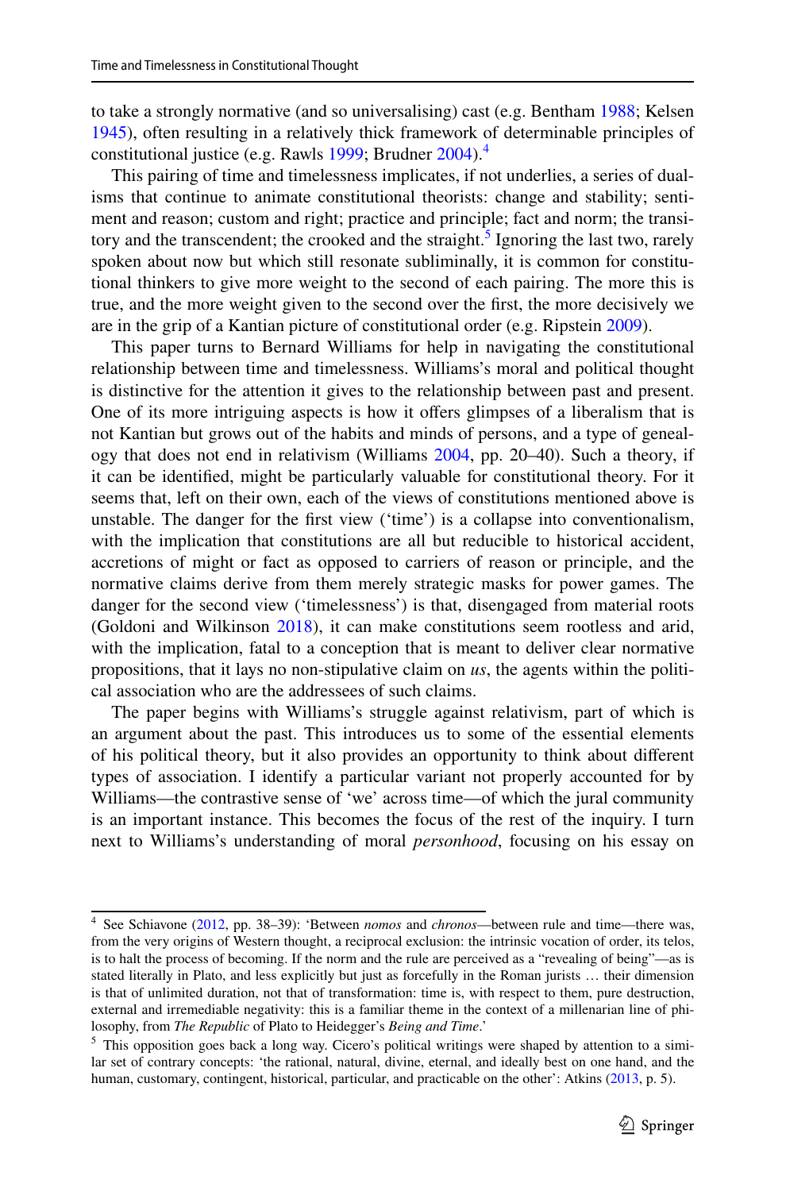to take a strongly normative (and so universalising) cast (e.g. Bentham 1988; Kelsen 1945), often resulting in a relatively thick framework of determinable principles of constitutional justice (e.g. Rawls 1999; Brudner 2004).[4]

This pairing of time and timelessness implicates, if not underlies, a series of dualisms that continue to animate constitutional theorists: change and stability; sentiment and reason; custom and right; practice and principle; fact and norm; the transitory and the transcendent; the crooked and the straight.[5] Ignoring the last two, rarely spoken about now but which still resonate subliminally, it is common for constitutional thinkers to give more weight to the second of each pairing. The more this is true, and the more weight given to the second over the first, the more decisively we are in the grip of a Kantian picture of constitutional order (e.g. Ripstein 2009).

This paper turns to Bernard Williams for help in navigating the constitutional relationship between time and timelessness. Williams's moral and political thought is distinctive for the attention it gives to the relationship between past and present. One of its more intriguing aspects is how it offers glimpses of a liberalism that is not Kantian but grows out of the habits and minds of persons, and a type of genealogy that does not end in relativism (Williams 2004, pp. 20–40). Such a theory, if it can be identified, might be particularly valuable for constitutional theory. For it seems that, left on their own, each of the views of constitutions mentioned above is unstable. The danger for the first view ('time') is a collapse into conventionalism, with the implication that constitutions are all but reducible to historical accident, accretions of might or fact as opposed to carriers of reason or principle, and the normative claims derive from them merely strategic masks for power games. The danger for the second view ('timelessness') is that, disengaged from material roots (Goldoni and Wilkinson 2018), it can make constitutions seem rootless and arid, with the implication, fatal to a conception that is meant to deliver clear normative propositions, that it lays no non-stipulative claim on *us*, the agents within the political association who are the addressees of such claims.

The paper begins with Williams's struggle against relativism, part of which is an argument about the past. This introduces us to some of the essential elements of his political theory, but it also provides an opportunity to think about different types of association. I identify a particular variant not properly accounted for by Williams—the contrastive sense of 'we' across time—of which the jural community is an important instance. This becomes the focus of the rest of the inquiry. I turn next to Williams's understanding of moral *personhood*, focusing on his essay on

---

[4] See Schiavone (2012, pp. 38–39): 'Between *nomos* and *chronos*—between rule and time—there was, from the very origins of Western thought, a reciprocal exclusion: the intrinsic vocation of order, its telos, is to halt the process of becoming. If the norm and the rule are perceived as a "revealing of being"—as is stated literally in Plato, and less explicitly but just as forcefully in the Roman jurists … their dimension is that of unlimited duration, not that of transformation: time is, with respect to them, pure destruction, external and irremediable negativity: this is a familiar theme in the context of a millenarian line of philosophy, from *The Republic* of Plato to Heidegger's *Being and Time*.'

[5] This opposition goes back a long way. Cicero's political writings were shaped by attention to a similar set of contrary concepts: 'the rational, natural, divine, eternal, and ideally best on one hand, and the human, customary, contingent, historical, particular, and practicable on the other': Atkins (2013, p. 5).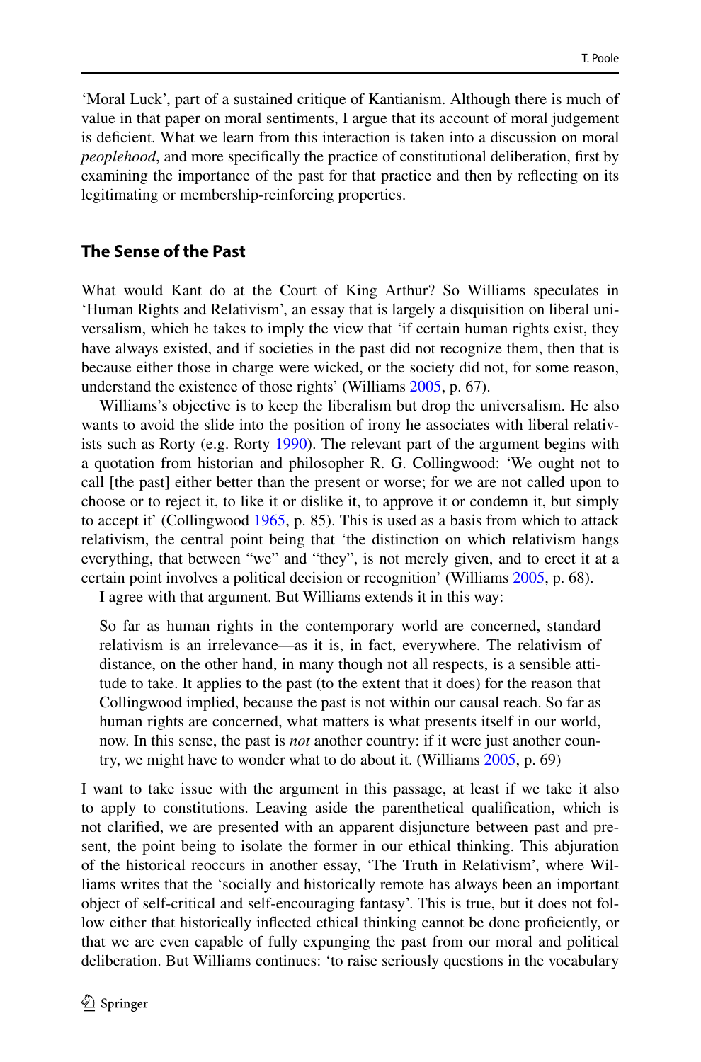'Moral Luck', part of a sustained critique of Kantianism. Although there is much of value in that paper on moral sentiments, I argue that its account of moral judgement is deficient. What we learn from this interaction is taken into a discussion on moral *peoplehood*, and more specifically the practice of constitutional deliberation, first by examining the importance of the past for that practice and then by reflecting on its legitimating or membership-reinforcing properties.

## The Sense of the Past

What would Kant do at the Court of King Arthur? So Williams speculates in 'Human Rights and Relativism', an essay that is largely a disquisition on liberal universalism, which he takes to imply the view that 'if certain human rights exist, they have always existed, and if societies in the past did not recognize them, then that is because either those in charge were wicked, or the society did not, for some reason, understand the existence of those rights' (Williams 2005, p. 67).

Williams's objective is to keep the liberalism but drop the universalism. He also wants to avoid the slide into the position of irony he associates with liberal relativists such as Rorty (e.g. Rorty 1990). The relevant part of the argument begins with a quotation from historian and philosopher R. G. Collingwood: 'We ought not to call [the past] either better than the present or worse; for we are not called upon to choose or to reject it, to like it or dislike it, to approve it or condemn it, but simply to accept it' (Collingwood 1965, p. 85). This is used as a basis from which to attack relativism, the central point being that 'the distinction on which relativism hangs everything, that between "we" and "they", is not merely given, and to erect it at a certain point involves a political decision or recognition' (Williams 2005, p. 68).

I agree with that argument. But Williams extends it in this way:

> So far as human rights in the contemporary world are concerned, standard relativism is an irrelevance—as it is, in fact, everywhere. The relativism of distance, on the other hand, in many though not all respects, is a sensible attitude to take. It applies to the past (to the extent that it does) for the reason that Collingwood implied, because the past is not within our causal reach. So far as human rights are concerned, what matters is what presents itself in our world, now. In this sense, the past is *not* another country: if it were just another country, we might have to wonder what to do about it. (Williams 2005, p. 69)

I want to take issue with the argument in this passage, at least if we take it also to apply to constitutions. Leaving aside the parenthetical qualification, which is not clarified, we are presented with an apparent disjuncture between past and present, the point being to isolate the former in our ethical thinking. This abjuration of the historical reoccurs in another essay, 'The Truth in Relativism', where Williams writes that the 'socially and historically remote has always been an important object of self-critical and self-encouraging fantasy'. This is true, but it does not follow either that historically inflected ethical thinking cannot be done proficiently, or that we are even capable of fully expunging the past from our moral and political deliberation. But Williams continues: 'to raise seriously questions in the vocabulary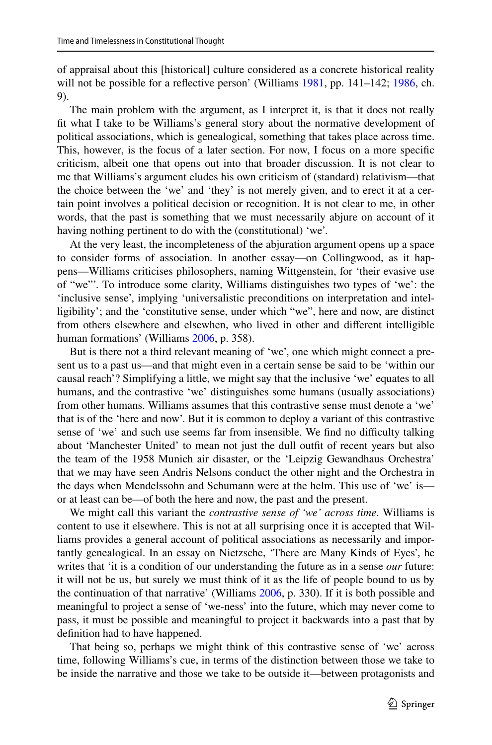of appraisal about this [historical] culture considered as a concrete historical reality will not be possible for a reflective person' (Williams 1981, pp. 141–142; 1986, ch. 9).

The main problem with the argument, as I interpret it, is that it does not really fit what I take to be Williams's general story about the normative development of political associations, which is genealogical, something that takes place across time. This, however, is the focus of a later section. For now, I focus on a more specific criticism, albeit one that opens out into that broader discussion. It is not clear to me that Williams's argument eludes his own criticism of (standard) relativism—that the choice between the 'we' and 'they' is not merely given, and to erect it at a certain point involves a political decision or recognition. It is not clear to me, in other words, that the past is something that we must necessarily abjure on account of it having nothing pertinent to do with the (constitutional) 'we'.

At the very least, the incompleteness of the abjuration argument opens up a space to consider forms of association. In another essay—on Collingwood, as it happens—Williams criticises philosophers, naming Wittgenstein, for 'their evasive use of "we"'. To introduce some clarity, Williams distinguishes two types of 'we': the 'inclusive sense', implying 'universalistic preconditions on interpretation and intelligibility'; and the 'constitutive sense, under which "we", here and now, are distinct from others elsewhere and elsewhen, who lived in other and different intelligible human formations' (Williams 2006, p. 358).

But is there not a third relevant meaning of 'we', one which might connect a present us to a past us—and that might even in a certain sense be said to be 'within our causal reach'? Simplifying a little, we might say that the inclusive 'we' equates to all humans, and the contrastive 'we' distinguishes some humans (usually associations) from other humans. Williams assumes that this contrastive sense must denote a 'we' that is of the 'here and now'. But it is common to deploy a variant of this contrastive sense of 'we' and such use seems far from insensible. We find no difficulty talking about 'Manchester United' to mean not just the dull outfit of recent years but also the team of the 1958 Munich air disaster, or the 'Leipzig Gewandhaus Orchestra' that we may have seen Andris Nelsons conduct the other night and the Orchestra in the days when Mendelssohn and Schumann were at the helm. This use of 'we' is—or at least can be—of both the here and now, the past and the present.

We might call this variant the *contrastive sense of 'we' across time*. Williams is content to use it elsewhere. This is not at all surprising once it is accepted that Williams provides a general account of political associations as necessarily and importantly genealogical. In an essay on Nietzsche, 'There are Many Kinds of Eyes', he writes that 'it is a condition of our understanding the future as in a sense *our* future: it will not be us, but surely we must think of it as the life of people bound to us by the continuation of that narrative' (Williams 2006, p. 330). If it is both possible and meaningful to project a sense of 'we-ness' into the future, which may never come to pass, it must be possible and meaningful to project it backwards into a past that by definition had to have happened.

That being so, perhaps we might think of this contrastive sense of 'we' across time, following Williams's cue, in terms of the distinction between those we take to be inside the narrative and those we take to be outside it—between protagonists and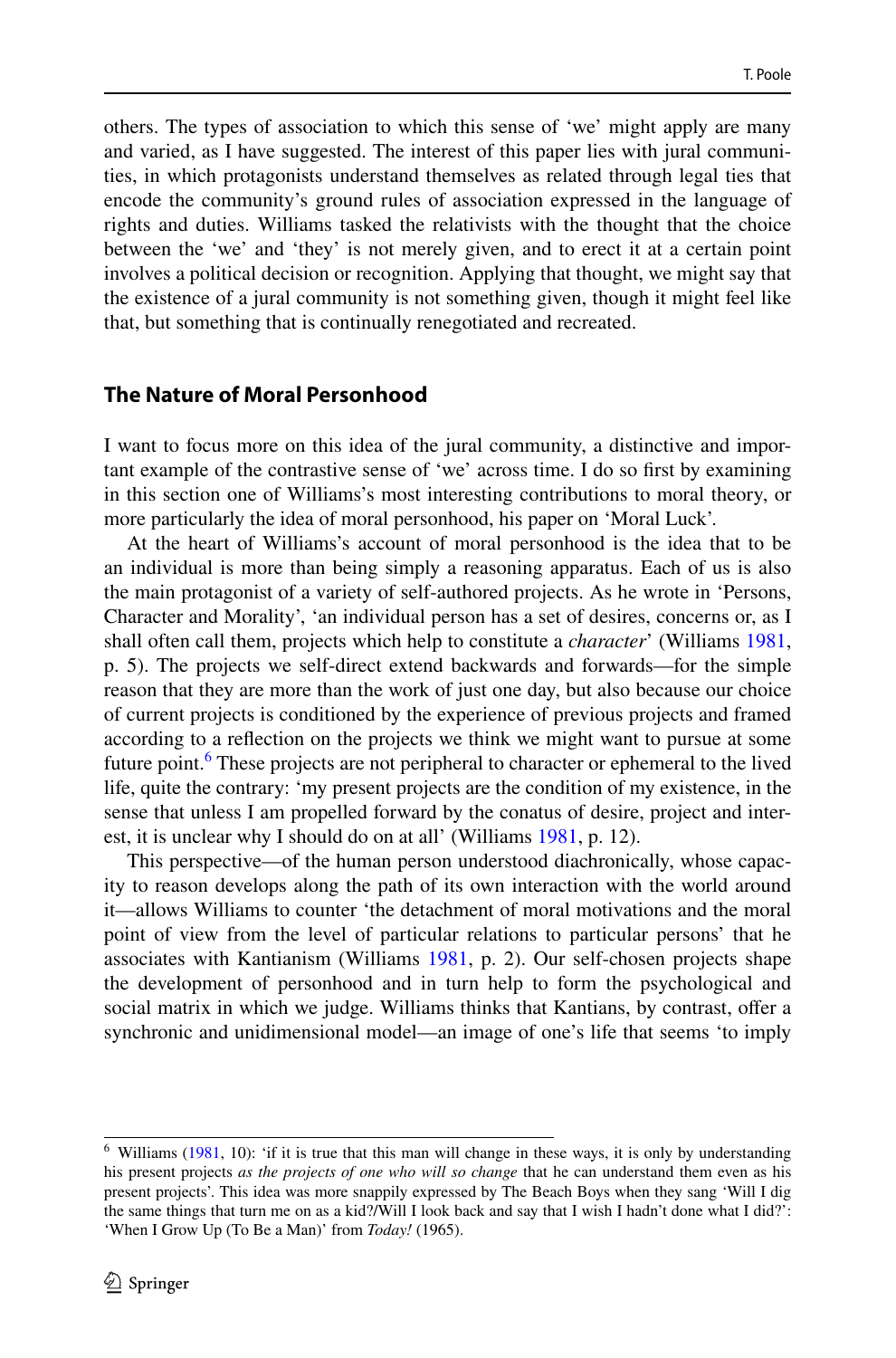others. The types of association to which this sense of 'we' might apply are many and varied, as I have suggested. The interest of this paper lies with jural communities, in which protagonists understand themselves as related through legal ties that encode the community's ground rules of association expressed in the language of rights and duties. Williams tasked the relativists with the thought that the choice between the 'we' and 'they' is not merely given, and to erect it at a certain point involves a political decision or recognition. Applying that thought, we might say that the existence of a jural community is not something given, though it might feel like that, but something that is continually renegotiated and recreated.

## The Nature of Moral Personhood

I want to focus more on this idea of the jural community, a distinctive and important example of the contrastive sense of 'we' across time. I do so first by examining in this section one of Williams's most interesting contributions to moral theory, or more particularly the idea of moral personhood, his paper on 'Moral Luck'.

At the heart of Williams's account of moral personhood is the idea that to be an individual is more than being simply a reasoning apparatus. Each of us is also the main protagonist of a variety of self-authored projects. As he wrote in 'Persons, Character and Morality', 'an individual person has a set of desires, concerns or, as I shall often call them, projects which help to constitute a *character*' (Williams 1981, p. 5). The projects we self-direct extend backwards and forwards—for the simple reason that they are more than the work of just one day, but also because our choice of current projects is conditioned by the experience of previous projects and framed according to a reflection on the projects we think we might want to pursue at some future point.[6] These projects are not peripheral to character or ephemeral to the lived life, quite the contrary: 'my present projects are the condition of my existence, in the sense that unless I am propelled forward by the conatus of desire, project and interest, it is unclear why I should do on at all' (Williams 1981, p. 12).

This perspective—of the human person understood diachronically, whose capacity to reason develops along the path of its own interaction with the world around it—allows Williams to counter 'the detachment of moral motivations and the moral point of view from the level of particular relations to particular persons' that he associates with Kantianism (Williams 1981, p. 2). Our self-chosen projects shape the development of personhood and in turn help to form the psychological and social matrix in which we judge. Williams thinks that Kantians, by contrast, offer a synchronic and unidimensional model—an image of one's life that seems 'to imply

---

[6] Williams (1981, 10): 'if it is true that this man will change in these ways, it is only by understanding his present projects *as the projects of one who will so change* that he can understand them even as his present projects'. This idea was more snappily expressed by The Beach Boys when they sang 'Will I dig the same things that turn me on as a kid?/Will I look back and say that I wish I hadn't done what I did?': 'When I Grow Up (To Be a Man)' from *Today!* (1965).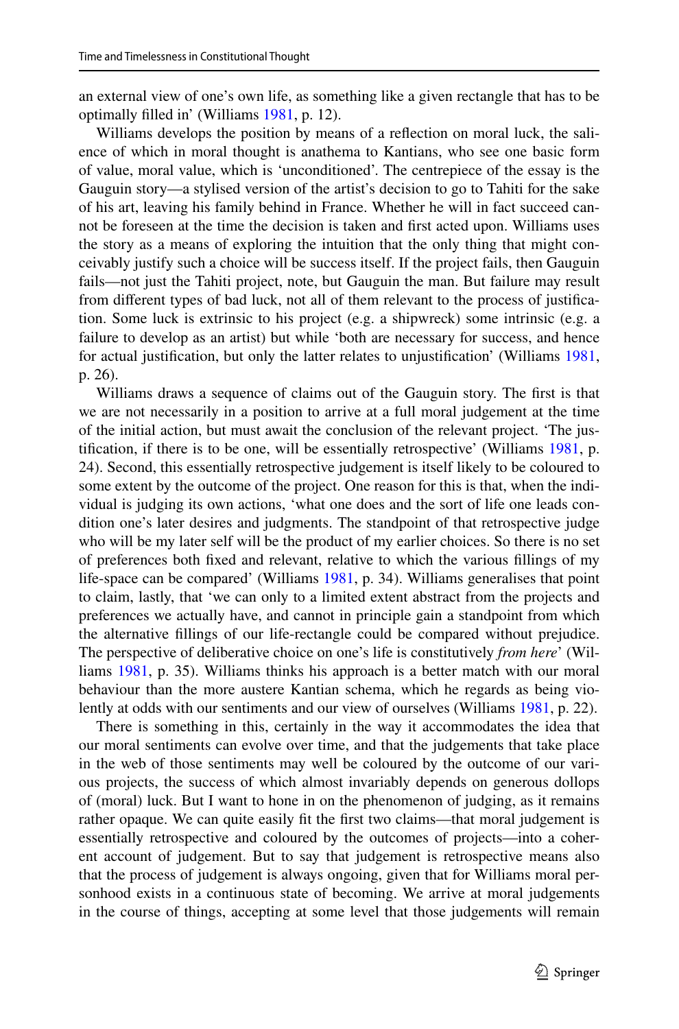an external view of one's own life, as something like a given rectangle that has to be optimally filled in' (Williams 1981, p. 12).

Williams develops the position by means of a reflection on moral luck, the salience of which in moral thought is anathema to Kantians, who see one basic form of value, moral value, which is 'unconditioned'. The centrepiece of the essay is the Gauguin story—a stylised version of the artist's decision to go to Tahiti for the sake of his art, leaving his family behind in France. Whether he will in fact succeed cannot be foreseen at the time the decision is taken and first acted upon. Williams uses the story as a means of exploring the intuition that the only thing that might conceivably justify such a choice will be success itself. If the project fails, then Gauguin fails—not just the Tahiti project, note, but Gauguin the man. But failure may result from different types of bad luck, not all of them relevant to the process of justification. Some luck is extrinsic to his project (e.g. a shipwreck) some intrinsic (e.g. a failure to develop as an artist) but while 'both are necessary for success, and hence for actual justification, but only the latter relates to unjustification' (Williams 1981, p. 26).

Williams draws a sequence of claims out of the Gauguin story. The first is that we are not necessarily in a position to arrive at a full moral judgement at the time of the initial action, but must await the conclusion of the relevant project. 'The justification, if there is to be one, will be essentially retrospective' (Williams 1981, p. 24). Second, this essentially retrospective judgement is itself likely to be coloured to some extent by the outcome of the project. One reason for this is that, when the individual is judging its own actions, 'what one does and the sort of life one leads condition one's later desires and judgments. The standpoint of that retrospective judge who will be my later self will be the product of my earlier choices. So there is no set of preferences both fixed and relevant, relative to which the various fillings of my life-space can be compared' (Williams 1981, p. 34). Williams generalises that point to claim, lastly, that 'we can only to a limited extent abstract from the projects and preferences we actually have, and cannot in principle gain a standpoint from which the alternative fillings of our life-rectangle could be compared without prejudice. The perspective of deliberative choice on one's life is constitutively *from here*' (Williams 1981, p. 35). Williams thinks his approach is a better match with our moral behaviour than the more austere Kantian schema, which he regards as being violently at odds with our sentiments and our view of ourselves (Williams 1981, p. 22).

There is something in this, certainly in the way it accommodates the idea that our moral sentiments can evolve over time, and that the judgements that take place in the web of those sentiments may well be coloured by the outcome of our various projects, the success of which almost invariably depends on generous dollops of (moral) luck. But I want to hone in on the phenomenon of judging, as it remains rather opaque. We can quite easily fit the first two claims—that moral judgement is essentially retrospective and coloured by the outcomes of projects—into a coherent account of judgement. But to say that judgement is retrospective means also that the process of judgement is always ongoing, given that for Williams moral personhood exists in a continuous state of becoming. We arrive at moral judgements in the course of things, accepting at some level that those judgements will remain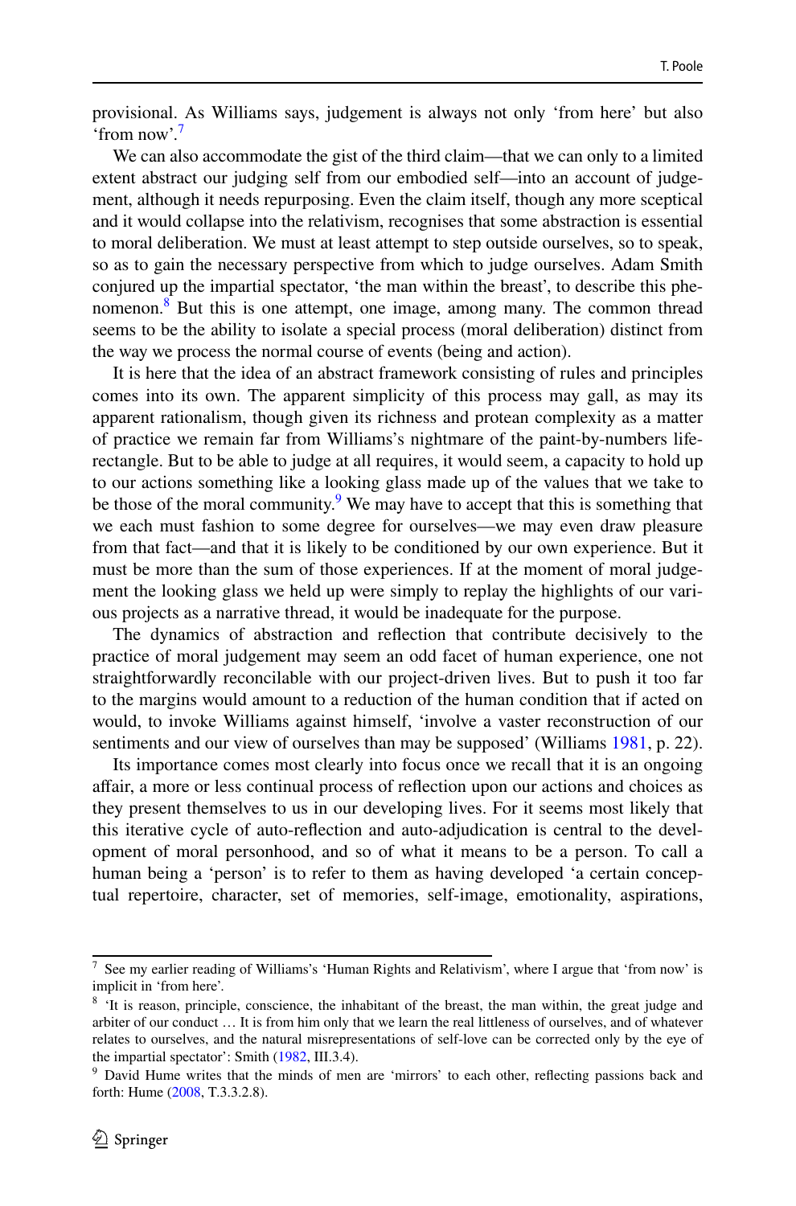provisional. As Williams says, judgement is always not only 'from here' but also 'from now'.[7]

We can also accommodate the gist of the third claim—that we can only to a limited extent abstract our judging self from our embodied self—into an account of judgement, although it needs repurposing. Even the claim itself, though any more sceptical and it would collapse into the relativism, recognises that some abstraction is essential to moral deliberation. We must at least attempt to step outside ourselves, so to speak, so as to gain the necessary perspective from which to judge ourselves. Adam Smith conjured up the impartial spectator, 'the man within the breast', to describe this phenomenon.[8] But this is one attempt, one image, among many. The common thread seems to be the ability to isolate a special process (moral deliberation) distinct from the way we process the normal course of events (being and action).

It is here that the idea of an abstract framework consisting of rules and principles comes into its own. The apparent simplicity of this process may gall, as may its apparent rationalism, though given its richness and protean complexity as a matter of practice we remain far from Williams's nightmare of the paint-by-numbers life-rectangle. But to be able to judge at all requires, it would seem, a capacity to hold up to our actions something like a looking glass made up of the values that we take to be those of the moral community.[9] We may have to accept that this is something that we each must fashion to some degree for ourselves—we may even draw pleasure from that fact—and that it is likely to be conditioned by our own experience. But it must be more than the sum of those experiences. If at the moment of moral judgement the looking glass we held up were simply to replay the highlights of our various projects as a narrative thread, it would be inadequate for the purpose.

The dynamics of abstraction and reflection that contribute decisively to the practice of moral judgement may seem an odd facet of human experience, one not straightforwardly reconcilable with our project-driven lives. But to push it too far to the margins would amount to a reduction of the human condition that if acted on would, to invoke Williams against himself, 'involve a vaster reconstruction of our sentiments and our view of ourselves than may be supposed' (Williams 1981, p. 22).

Its importance comes most clearly into focus once we recall that it is an ongoing affair, a more or less continual process of reflection upon our actions and choices as they present themselves to us in our developing lives. For it seems most likely that this iterative cycle of auto-reflection and auto-adjudication is central to the development of moral personhood, and so of what it means to be a person. To call a human being a 'person' is to refer to them as having developed 'a certain conceptual repertoire, character, set of memories, self-image, emotionality, aspirations,

---

[7] See my earlier reading of Williams's 'Human Rights and Relativism', where I argue that 'from now' is implicit in 'from here'.

[8] 'It is reason, principle, conscience, the inhabitant of the breast, the man within, the great judge and arbiter of our conduct … It is from him only that we learn the real littleness of ourselves, and of whatever relates to ourselves, and the natural misrepresentations of self-love can be corrected only by the eye of the impartial spectator': Smith (1982, III.3.4).

[9] David Hume writes that the minds of men are 'mirrors' to each other, reflecting passions back and forth: Hume (2008, T.3.3.2.8).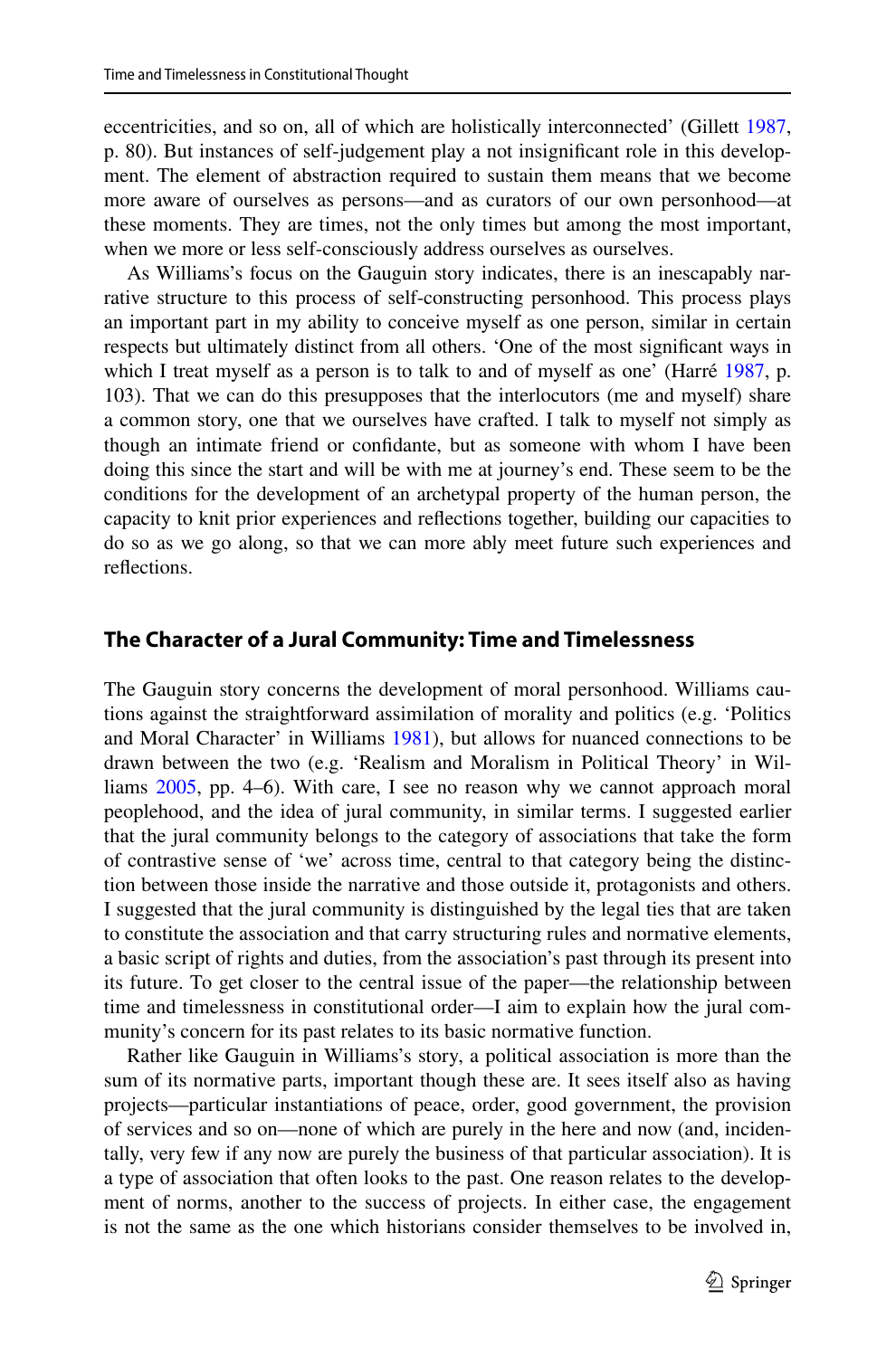eccentricities, and so on, all of which are holistically interconnected' (Gillett 1987, p. 80). But instances of self-judgement play a not insignificant role in this development. The element of abstraction required to sustain them means that we become more aware of ourselves as persons—and as curators of our own personhood—at these moments. They are times, not the only times but among the most important, when we more or less self-consciously address ourselves as ourselves.

As Williams's focus on the Gauguin story indicates, there is an inescapably narrative structure to this process of self-constructing personhood. This process plays an important part in my ability to conceive myself as one person, similar in certain respects but ultimately distinct from all others. 'One of the most significant ways in which I treat myself as a person is to talk to and of myself as one' (Harré 1987, p. 103). That we can do this presupposes that the interlocutors (me and myself) share a common story, one that we ourselves have crafted. I talk to myself not simply as though an intimate friend or confidante, but as someone with whom I have been doing this since the start and will be with me at journey's end. These seem to be the conditions for the development of an archetypal property of the human person, the capacity to knit prior experiences and reflections together, building our capacities to do so as we go along, so that we can more ably meet future such experiences and reflections.

## The Character of a Jural Community: Time and Timelessness

The Gauguin story concerns the development of moral personhood. Williams cautions against the straightforward assimilation of morality and politics (e.g. 'Politics and Moral Character' in Williams 1981), but allows for nuanced connections to be drawn between the two (e.g. 'Realism and Moralism in Political Theory' in Williams 2005, pp. 4–6). With care, I see no reason why we cannot approach moral peoplehood, and the idea of jural community, in similar terms. I suggested earlier that the jural community belongs to the category of associations that take the form of contrastive sense of 'we' across time, central to that category being the distinction between those inside the narrative and those outside it, protagonists and others. I suggested that the jural community is distinguished by the legal ties that are taken to constitute the association and that carry structuring rules and normative elements, a basic script of rights and duties, from the association's past through its present into its future. To get closer to the central issue of the paper—the relationship between time and timelessness in constitutional order—I aim to explain how the jural community's concern for its past relates to its basic normative function.

Rather like Gauguin in Williams's story, a political association is more than the sum of its normative parts, important though these are. It sees itself also as having projects—particular instantiations of peace, order, good government, the provision of services and so on—none of which are purely in the here and now (and, incidentally, very few if any now are purely the business of that particular association). It is a type of association that often looks to the past. One reason relates to the development of norms, another to the success of projects. In either case, the engagement is not the same as the one which historians consider themselves to be involved in,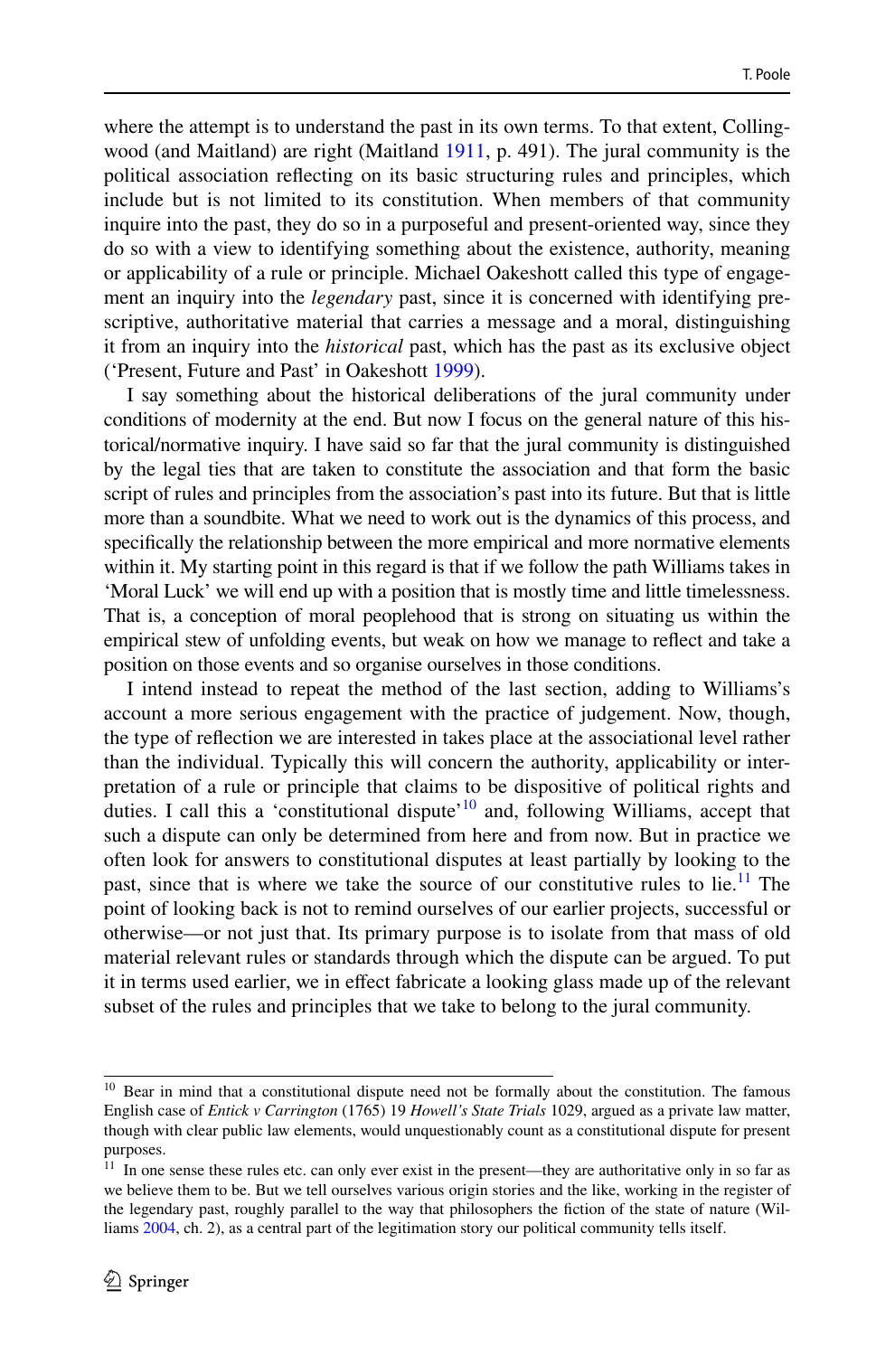where the attempt is to understand the past in its own terms. To that extent, Collingwood (and Maitland) are right (Maitland 1911, p. 491). The jural community is the political association reflecting on its basic structuring rules and principles, which include but is not limited to its constitution. When members of that community inquire into the past, they do so in a purposeful and present-oriented way, since they do so with a view to identifying something about the existence, authority, meaning or applicability of a rule or principle. Michael Oakeshott called this type of engagement an inquiry into the *legendary* past, since it is concerned with identifying prescriptive, authoritative material that carries a message and a moral, distinguishing it from an inquiry into the *historical* past, which has the past as its exclusive object ('Present, Future and Past' in Oakeshott 1999).

I say something about the historical deliberations of the jural community under conditions of modernity at the end. But now I focus on the general nature of this historical/normative inquiry. I have said so far that the jural community is distinguished by the legal ties that are taken to constitute the association and that form the basic script of rules and principles from the association's past into its future. But that is little more than a soundbite. What we need to work out is the dynamics of this process, and specifically the relationship between the more empirical and more normative elements within it. My starting point in this regard is that if we follow the path Williams takes in 'Moral Luck' we will end up with a position that is mostly time and little timelessness. That is, a conception of moral peoplehood that is strong on situating us within the empirical stew of unfolding events, but weak on how we manage to reflect and take a position on those events and so organise ourselves in those conditions.

I intend instead to repeat the method of the last section, adding to Williams's account a more serious engagement with the practice of judgement. Now, though, the type of reflection we are interested in takes place at the associational level rather than the individual. Typically this will concern the authority, applicability or interpretation of a rule or principle that claims to be dispositive of political rights and duties. I call this a 'constitutional dispute'[10] and, following Williams, accept that such a dispute can only be determined from here and from now. But in practice we often look for answers to constitutional disputes at least partially by looking to the past, since that is where we take the source of our constitutive rules to lie.[11] The point of looking back is not to remind ourselves of our earlier projects, successful or otherwise—or not just that. Its primary purpose is to isolate from that mass of old material relevant rules or standards through which the dispute can be argued. To put it in terms used earlier, we in effect fabricate a looking glass made up of the relevant subset of the rules and principles that we take to belong to the jural community.

---

[10] Bear in mind that a constitutional dispute need not be formally about the constitution. The famous English case of *Entick v Carrington* (1765) 19 *Howell's State Trials* 1029, argued as a private law matter, though with clear public law elements, would unquestionably count as a constitutional dispute for present purposes.

[11] In one sense these rules etc. can only ever exist in the present—they are authoritative only in so far as we believe them to be. But we tell ourselves various origin stories and the like, working in the register of the legendary past, roughly parallel to the way that philosophers the fiction of the state of nature (Williams 2004, ch. 2), as a central part of the legitimation story our political community tells itself.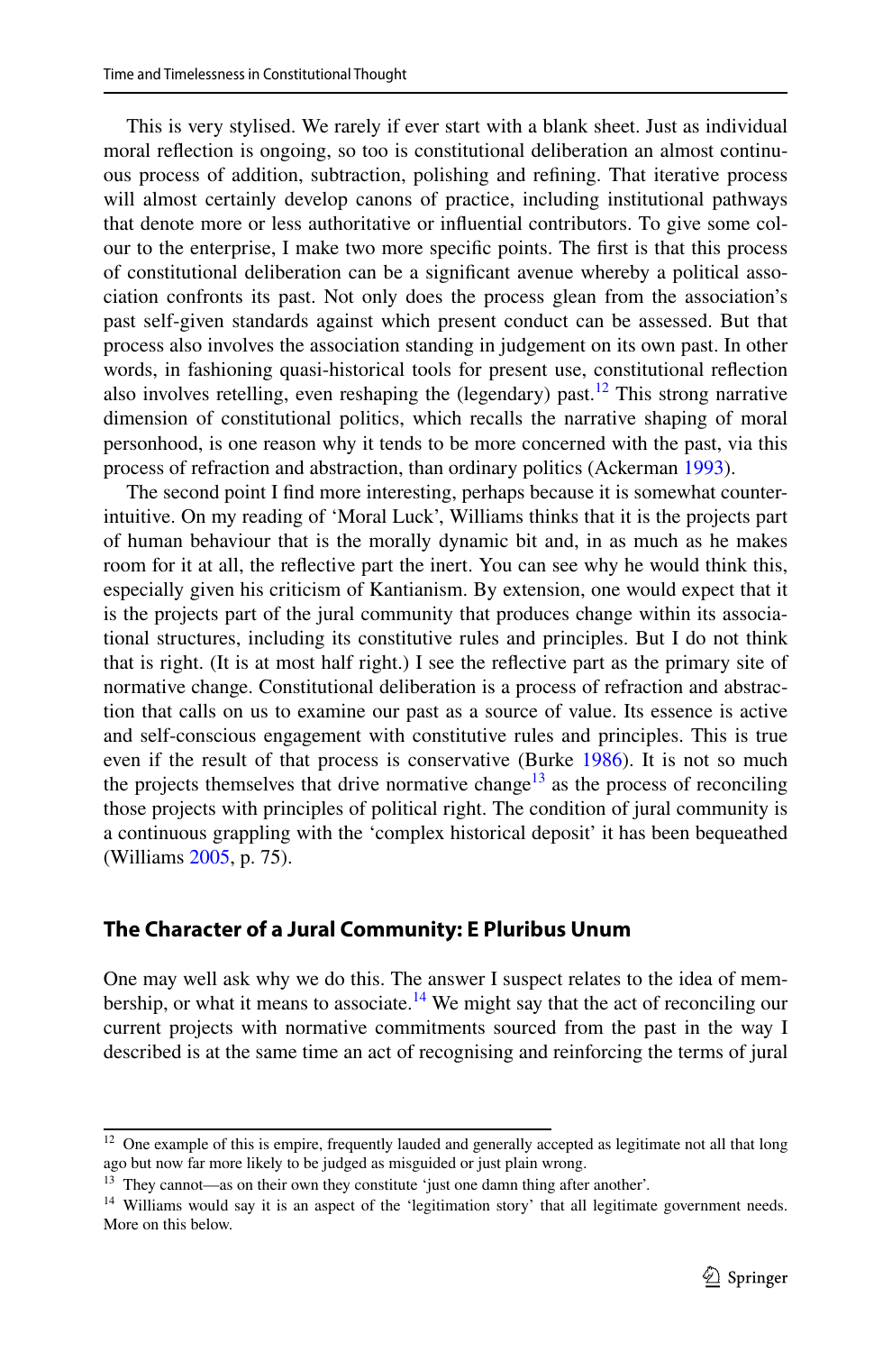This is very stylised. We rarely if ever start with a blank sheet. Just as individual moral reflection is ongoing, so too is constitutional deliberation an almost continuous process of addition, subtraction, polishing and refining. That iterative process will almost certainly develop canons of practice, including institutional pathways that denote more or less authoritative or influential contributors. To give some colour to the enterprise, I make two more specific points. The first is that this process of constitutional deliberation can be a significant avenue whereby a political association confronts its past. Not only does the process glean from the association's past self-given standards against which present conduct can be assessed. But that process also involves the association standing in judgement on its own past. In other words, in fashioning quasi-historical tools for present use, constitutional reflection also involves retelling, even reshaping the (legendary) past.[12] This strong narrative dimension of constitutional politics, which recalls the narrative shaping of moral personhood, is one reason why it tends to be more concerned with the past, via this process of refraction and abstraction, than ordinary politics (Ackerman 1993).

The second point I find more interesting, perhaps because it is somewhat counterintuitive. On my reading of 'Moral Luck', Williams thinks that it is the projects part of human behaviour that is the morally dynamic bit and, in as much as he makes room for it at all, the reflective part the inert. You can see why he would think this, especially given his criticism of Kantianism. By extension, one would expect that it is the projects part of the jural community that produces change within its associational structures, including its constitutive rules and principles. But I do not think that is right. (It is at most half right.) I see the reflective part as the primary site of normative change. Constitutional deliberation is a process of refraction and abstraction that calls on us to examine our past as a source of value. Its essence is active and self-conscious engagement with constitutive rules and principles. This is true even if the result of that process is conservative (Burke 1986). It is not so much the projects themselves that drive normative change[13] as the process of reconciling those projects with principles of political right. The condition of jural community is a continuous grappling with the 'complex historical deposit' it has been bequeathed (Williams 2005, p. 75).

## The Character of a Jural Community: E Pluribus Unum

One may well ask why we do this. The answer I suspect relates to the idea of membership, or what it means to associate.[14] We might say that the act of reconciling our current projects with normative commitments sourced from the past in the way I described is at the same time an act of recognising and reinforcing the terms of jural

---

[12] One example of this is empire, frequently lauded and generally accepted as legitimate not all that long ago but now far more likely to be judged as misguided or just plain wrong.

[13] They cannot—as on their own they constitute 'just one damn thing after another'.

[14] Williams would say it is an aspect of the 'legitimation story' that all legitimate government needs. More on this below.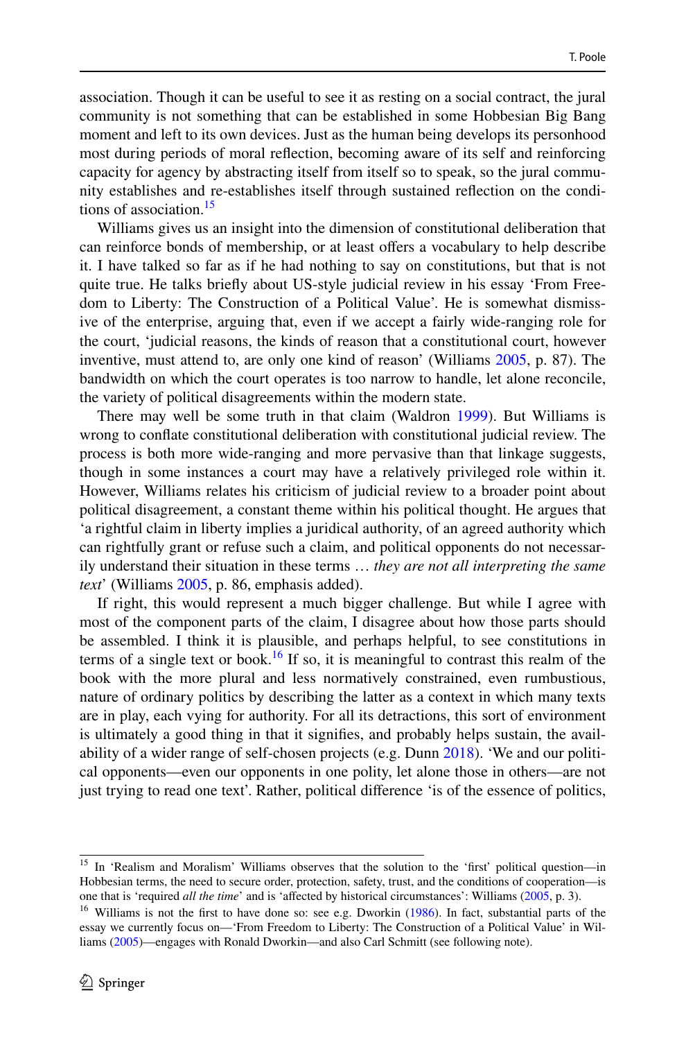association. Though it can be useful to see it as resting on a social contract, the jural community is not something that can be established in some Hobbesian Big Bang moment and left to its own devices. Just as the human being develops its personhood most during periods of moral reflection, becoming aware of its self and reinforcing capacity for agency by abstracting itself from itself so to speak, so the jural community establishes and re-establishes itself through sustained reflection on the conditions of association.[15]

Williams gives us an insight into the dimension of constitutional deliberation that can reinforce bonds of membership, or at least offers a vocabulary to help describe it. I have talked so far as if he had nothing to say on constitutions, but that is not quite true. He talks briefly about US-style judicial review in his essay 'From Freedom to Liberty: The Construction of a Political Value'. He is somewhat dismissive of the enterprise, arguing that, even if we accept a fairly wide-ranging role for the court, 'judicial reasons, the kinds of reason that a constitutional court, however inventive, must attend to, are only one kind of reason' (Williams 2005, p. 87). The bandwidth on which the court operates is too narrow to handle, let alone reconcile, the variety of political disagreements within the modern state.

There may well be some truth in that claim (Waldron 1999). But Williams is wrong to conflate constitutional deliberation with constitutional judicial review. The process is both more wide-ranging and more pervasive than that linkage suggests, though in some instances a court may have a relatively privileged role within it. However, Williams relates his criticism of judicial review to a broader point about political disagreement, a constant theme within his political thought. He argues that 'a rightful claim in liberty implies a juridical authority, of an agreed authority which can rightfully grant or refuse such a claim, and political opponents do not necessarily understand their situation in these terms … *they are not all interpreting the same text*' (Williams 2005, p. 86, emphasis added).

If right, this would represent a much bigger challenge. But while I agree with most of the component parts of the claim, I disagree about how those parts should be assembled. I think it is plausible, and perhaps helpful, to see constitutions in terms of a single text or book.[16] If so, it is meaningful to contrast this realm of the book with the more plural and less normatively constrained, even rumbustious, nature of ordinary politics by describing the latter as a context in which many texts are in play, each vying for authority. For all its detractions, this sort of environment is ultimately a good thing in that it signifies, and probably helps sustain, the availability of a wider range of self-chosen projects (e.g. Dunn 2018). 'We and our political opponents—even our opponents in one polity, let alone those in others—are not just trying to read one text'. Rather, political difference 'is of the essence of politics,

---

[15] In 'Realism and Moralism' Williams observes that the solution to the 'first' political question—in Hobbesian terms, the need to secure order, protection, safety, trust, and the conditions of cooperation—is one that is 'required *all the time*' and is 'affected by historical circumstances': Williams (2005, p. 3).

[16] Williams is not the first to have done so: see e.g. Dworkin (1986). In fact, substantial parts of the essay we currently focus on—'From Freedom to Liberty: The Construction of a Political Value' in Williams (2005)—engages with Ronald Dworkin—and also Carl Schmitt (see following note).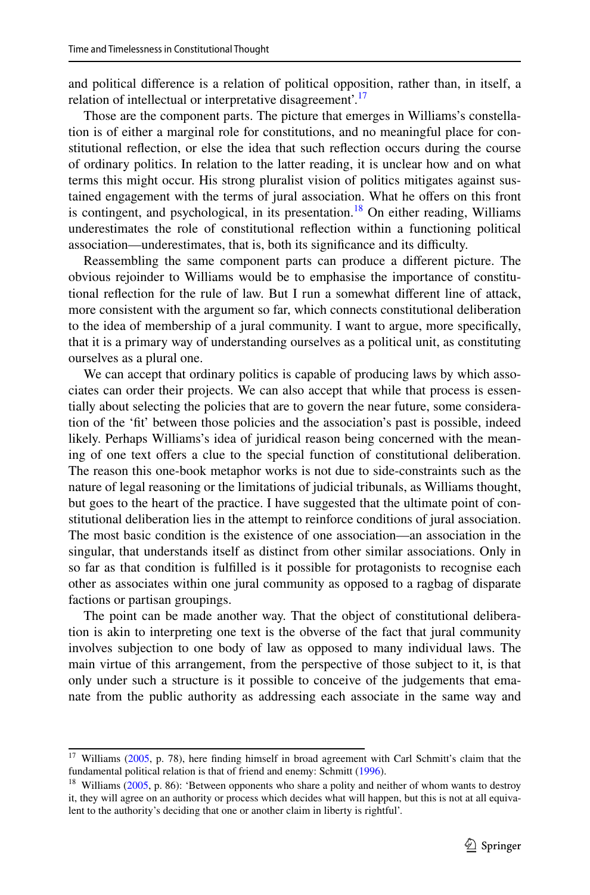and political difference is a relation of political opposition, rather than, in itself, a relation of intellectual or interpretative disagreement'.[17]

Those are the component parts. The picture that emerges in Williams's constellation is of either a marginal role for constitutions, and no meaningful place for constitutional reflection, or else the idea that such reflection occurs during the course of ordinary politics. In relation to the latter reading, it is unclear how and on what terms this might occur. His strong pluralist vision of politics mitigates against sustained engagement with the terms of jural association. What he offers on this front is contingent, and psychological, in its presentation.[18] On either reading, Williams underestimates the role of constitutional reflection within a functioning political association—underestimates, that is, both its significance and its difficulty.

Reassembling the same component parts can produce a different picture. The obvious rejoinder to Williams would be to emphasise the importance of constitutional reflection for the rule of law. But I run a somewhat different line of attack, more consistent with the argument so far, which connects constitutional deliberation to the idea of membership of a jural community. I want to argue, more specifically, that it is a primary way of understanding ourselves as a political unit, as constituting ourselves as a plural one.

We can accept that ordinary politics is capable of producing laws by which associates can order their projects. We can also accept that while that process is essentially about selecting the policies that are to govern the near future, some consideration of the 'fit' between those policies and the association's past is possible, indeed likely. Perhaps Williams's idea of juridical reason being concerned with the meaning of one text offers a clue to the special function of constitutional deliberation. The reason this one-book metaphor works is not due to side-constraints such as the nature of legal reasoning or the limitations of judicial tribunals, as Williams thought, but goes to the heart of the practice. I have suggested that the ultimate point of constitutional deliberation lies in the attempt to reinforce conditions of jural association. The most basic condition is the existence of one association—an association in the singular, that understands itself as distinct from other similar associations. Only in so far as that condition is fulfilled is it possible for protagonists to recognise each other as associates within one jural community as opposed to a ragbag of disparate factions or partisan groupings.

The point can be made another way. That the object of constitutional deliberation is akin to interpreting one text is the obverse of the fact that jural community involves subjection to one body of law as opposed to many individual laws. The main virtue of this arrangement, from the perspective of those subject to it, is that only under such a structure is it possible to conceive of the judgements that emanate from the public authority as addressing each associate in the same way and

---

[17] Williams (2005, p. 78), here finding himself in broad agreement with Carl Schmitt's claim that the fundamental political relation is that of friend and enemy: Schmitt (1996).

[18] Williams (2005, p. 86): 'Between opponents who share a polity and neither of whom wants to destroy it, they will agree on an authority or process which decides what will happen, but this is not at all equivalent to the authority's deciding that one or another claim in liberty is rightful'.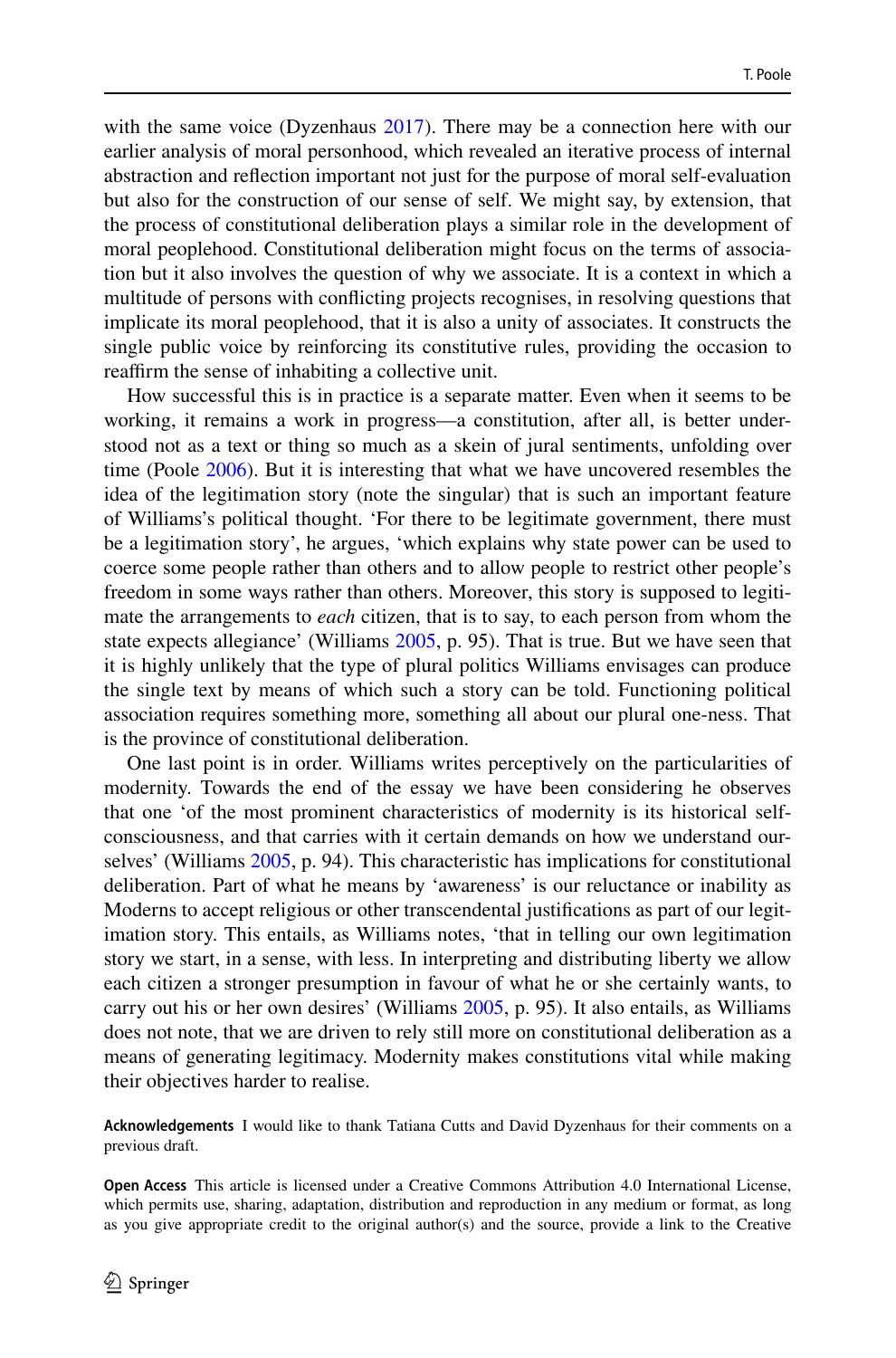with the same voice (Dyzenhaus 2017). There may be a connection here with our earlier analysis of moral personhood, which revealed an iterative process of internal abstraction and reflection important not just for the purpose of moral self-evaluation but also for the construction of our sense of self. We might say, by extension, that the process of constitutional deliberation plays a similar role in the development of moral peoplehood. Constitutional deliberation might focus on the terms of association but it also involves the question of why we associate. It is a context in which a multitude of persons with conflicting projects recognises, in resolving questions that implicate its moral peoplehood, that it is also a unity of associates. It constructs the single public voice by reinforcing its constitutive rules, providing the occasion to reaffirm the sense of inhabiting a collective unit.

How successful this is in practice is a separate matter. Even when it seems to be working, it remains a work in progress—a constitution, after all, is better understood not as a text or thing so much as a skein of jural sentiments, unfolding over time (Poole 2006). But it is interesting that what we have uncovered resembles the idea of the legitimation story (note the singular) that is such an important feature of Williams's political thought. 'For there to be legitimate government, there must be a legitimation story', he argues, 'which explains why state power can be used to coerce some people rather than others and to allow people to restrict other people's freedom in some ways rather than others. Moreover, this story is supposed to legitimate the arrangements to *each* citizen, that is to say, to each person from whom the state expects allegiance' (Williams 2005, p. 95). That is true. But we have seen that it is highly unlikely that the type of plural politics Williams envisages can produce the single text by means of which such a story can be told. Functioning political association requires something more, something all about our plural one-ness. That is the province of constitutional deliberation.

One last point is in order. Williams writes perceptively on the particularities of modernity. Towards the end of the essay we have been considering he observes that one 'of the most prominent characteristics of modernity is its historical self-consciousness, and that carries with it certain demands on how we understand ourselves' (Williams 2005, p. 94). This characteristic has implications for constitutional deliberation. Part of what he means by 'awareness' is our reluctance or inability as Moderns to accept religious or other transcendental justifications as part of our legitimation story. This entails, as Williams notes, 'that in telling our own legitimation story we start, in a sense, with less. In interpreting and distributing liberty we allow each citizen a stronger presumption in favour of what he or she certainly wants, to carry out his or her own desires' (Williams 2005, p. 95). It also entails, as Williams does not note, that we are driven to rely still more on constitutional deliberation as a means of generating legitimacy. Modernity makes constitutions vital while making their objectives harder to realise.

**Acknowledgements** I would like to thank Tatiana Cutts and David Dyzenhaus for their comments on a previous draft.

**Open Access** This article is licensed under a Creative Commons Attribution 4.0 International License, which permits use, sharing, adaptation, distribution and reproduction in any medium or format, as long as you give appropriate credit to the original author(s) and the source, provide a link to the Creative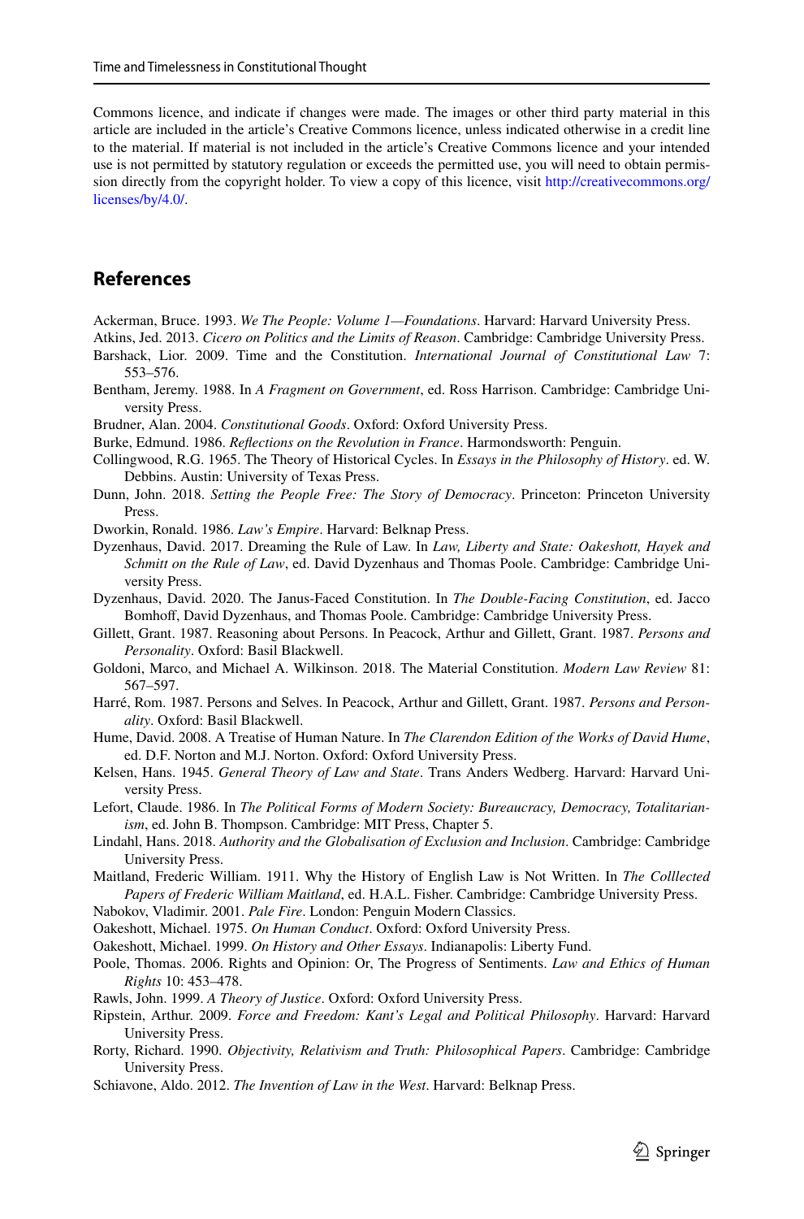Commons licence, and indicate if changes were made. The images or other third party material in this article are included in the article's Creative Commons licence, unless indicated otherwise in a credit line to the material. If material is not included in the article's Creative Commons licence and your intended use is not permitted by statutory regulation or exceeds the permitted use, you will need to obtain permission directly from the copyright holder. To view a copy of this licence, visit http://creativecommons.org/licenses/by/4.0/.

## References

Ackerman, Bruce. 1993. *We The People: Volume 1—Foundations*. Harvard: Harvard University Press.

Atkins, Jed. 2013. *Cicero on Politics and the Limits of Reason*. Cambridge: Cambridge University Press.

Barshack, Lior. 2009. Time and the Constitution. *International Journal of Constitutional Law* 7: 553–576.

Bentham, Jeremy. 1988. In *A Fragment on Government*, ed. Ross Harrison. Cambridge: Cambridge University Press.

Brudner, Alan. 2004. *Constitutional Goods*. Oxford: Oxford University Press.

Burke, Edmund. 1986. *Reflections on the Revolution in France*. Harmondsworth: Penguin.

Collingwood, R.G. 1965. The Theory of Historical Cycles. In *Essays in the Philosophy of History*. ed. W. Debbins. Austin: University of Texas Press.

Dunn, John. 2018. *Setting the People Free: The Story of Democracy*. Princeton: Princeton University Press.

Dworkin, Ronald. 1986. *Law's Empire*. Harvard: Belknap Press.

Dyzenhaus, David. 2017. Dreaming the Rule of Law. In *Law, Liberty and State: Oakeshott, Hayek and Schmitt on the Rule of Law*, ed. David Dyzenhaus and Thomas Poole. Cambridge: Cambridge University Press.

Dyzenhaus, David. 2020. The Janus-Faced Constitution. In *The Double-Facing Constitution*, ed. Jacco Bomhoff, David Dyzenhaus, and Thomas Poole. Cambridge: Cambridge University Press.

Gillett, Grant. 1987. Reasoning about Persons. In Peacock, Arthur and Gillett, Grant. 1987. *Persons and Personality*. Oxford: Basil Blackwell.

Goldoni, Marco, and Michael A. Wilkinson. 2018. The Material Constitution. *Modern Law Review* 81: 567–597.

Harré, Rom. 1987. Persons and Selves. In Peacock, Arthur and Gillett, Grant. 1987. *Persons and Personality*. Oxford: Basil Blackwell.

Hume, David. 2008. A Treatise of Human Nature. In *The Clarendon Edition of the Works of David Hume*, ed. D.F. Norton and M.J. Norton. Oxford: Oxford University Press.

Kelsen, Hans. 1945. *General Theory of Law and State*. Trans Anders Wedberg. Harvard: Harvard University Press.

Lefort, Claude. 1986. In *The Political Forms of Modern Society: Bureaucracy, Democracy, Totalitarianism*, ed. John B. Thompson. Cambridge: MIT Press, Chapter 5.

Lindahl, Hans. 2018. *Authority and the Globalisation of Exclusion and Inclusion*. Cambridge: Cambridge University Press.

Maitland, Frederic William. 1911. Why the History of English Law is Not Written. In *The Colllected Papers of Frederic William Maitland*, ed. H.A.L. Fisher. Cambridge: Cambridge University Press.

Nabokov, Vladimir. 2001. *Pale Fire*. London: Penguin Modern Classics.

Oakeshott, Michael. 1975. *On Human Conduct*. Oxford: Oxford University Press.

Oakeshott, Michael. 1999. *On History and Other Essays*. Indianapolis: Liberty Fund.

Poole, Thomas. 2006. Rights and Opinion: Or, The Progress of Sentiments. *Law and Ethics of Human Rights* 10: 453–478.

Rawls, John. 1999. *A Theory of Justice*. Oxford: Oxford University Press.

Ripstein, Arthur. 2009. *Force and Freedom: Kant's Legal and Political Philosophy*. Harvard: Harvard University Press.

Rorty, Richard. 1990. *Objectivity, Relativism and Truth: Philosophical Papers*. Cambridge: Cambridge University Press.

Schiavone, Aldo. 2012. *The Invention of Law in the West*. Harvard: Belknap Press.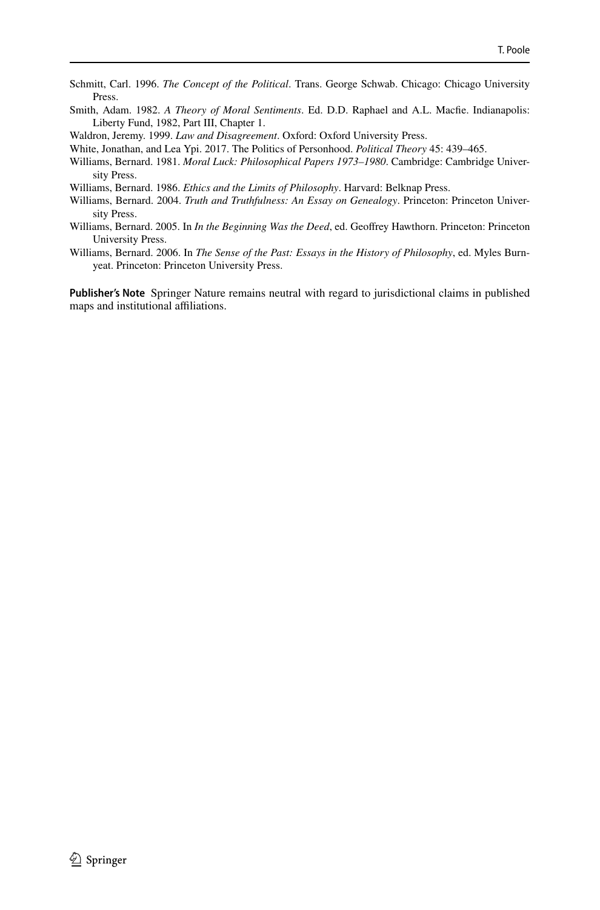Schmitt, Carl. 1996. *The Concept of the Political*. Trans. George Schwab. Chicago: Chicago University Press.

Smith, Adam. 1982. *A Theory of Moral Sentiments*. Ed. D.D. Raphael and A.L. Macfie. Indianapolis: Liberty Fund, 1982, Part III, Chapter 1.

Waldron, Jeremy. 1999. *Law and Disagreement*. Oxford: Oxford University Press.

White, Jonathan, and Lea Ypi. 2017. The Politics of Personhood. *Political Theory* 45: 439–465.

Williams, Bernard. 1981. *Moral Luck: Philosophical Papers 1973–1980*. Cambridge: Cambridge University Press.

Williams, Bernard. 1986. *Ethics and the Limits of Philosophy*. Harvard: Belknap Press.

Williams, Bernard. 2004. *Truth and Truthfulness: An Essay on Genealogy*. Princeton: Princeton University Press.

Williams, Bernard. 2005. In *In the Beginning Was the Deed*, ed. Geoffrey Hawthorn. Princeton: Princeton University Press.

Williams, Bernard. 2006. In *The Sense of the Past: Essays in the History of Philosophy*, ed. Myles Burnyeat. Princeton: Princeton University Press.

**Publisher's Note** Springer Nature remains neutral with regard to jurisdictional claims in published maps and institutional affiliations.